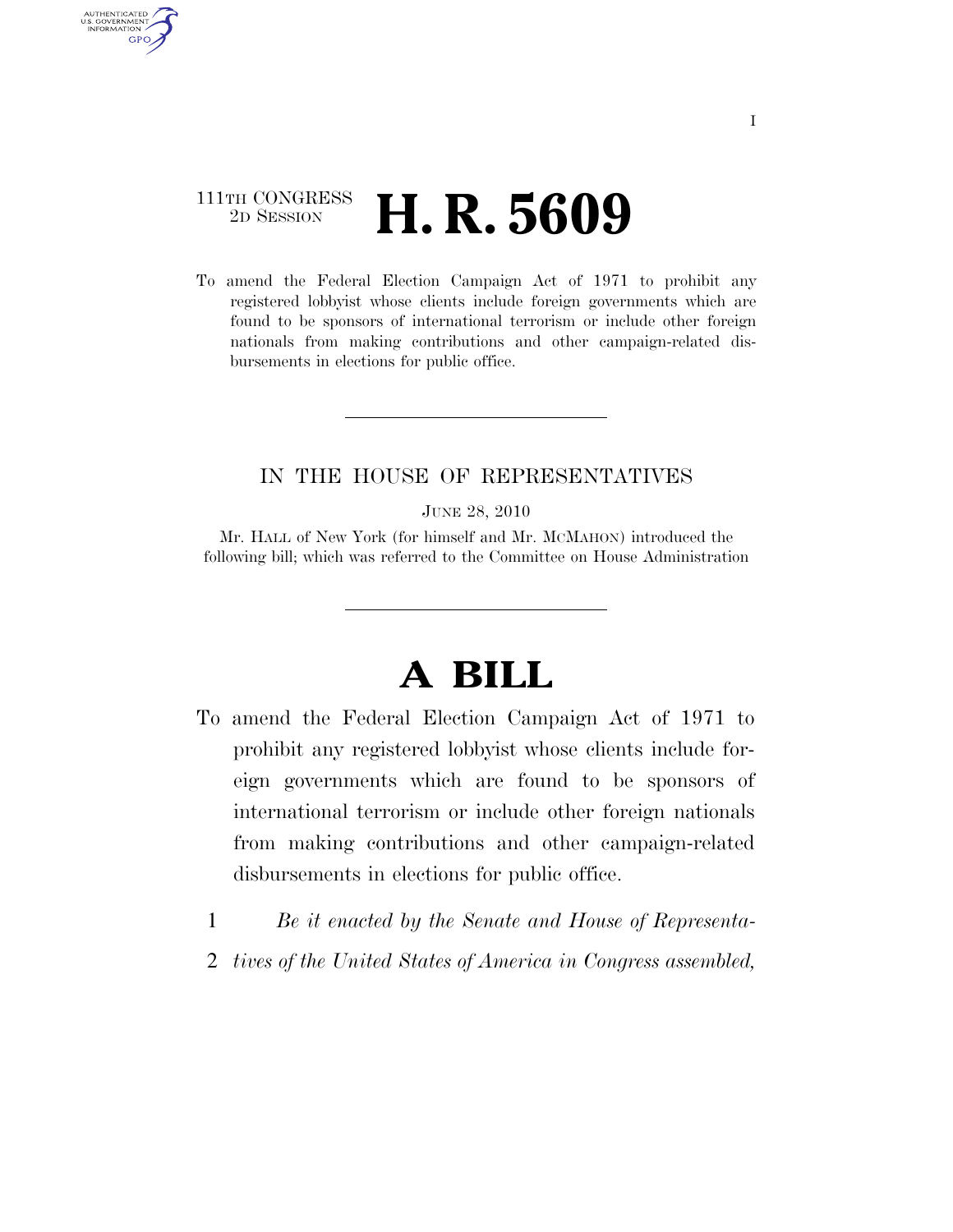111TH CONGRESS
2D SESSION

# H. R. 5609

To amend the Federal Election Campaign Act of 1971 to prohibit any registered lobbyist whose clients include foreign governments which are found to be sponsors of international terrorism or include other foreign nationals from making contributions and other campaign-related disbursements in elections for public office.

IN THE HOUSE OF REPRESENTATIVES

JUNE 28, 2010

Mr. HALL of New York (for himself and Mr. MCMAHON) introduced the following bill; which was referred to the Committee on House Administration

# A BILL

To amend the Federal Election Campaign Act of 1971 to prohibit any registered lobbyist whose clients include foreign governments which are found to be sponsors of international terrorism or include other foreign nationals from making contributions and other campaign-related disbursements in elections for public office.

1 *Be it enacted by the Senate and House of Representa-*
2 *tives of the United States of America in Congress assembled,*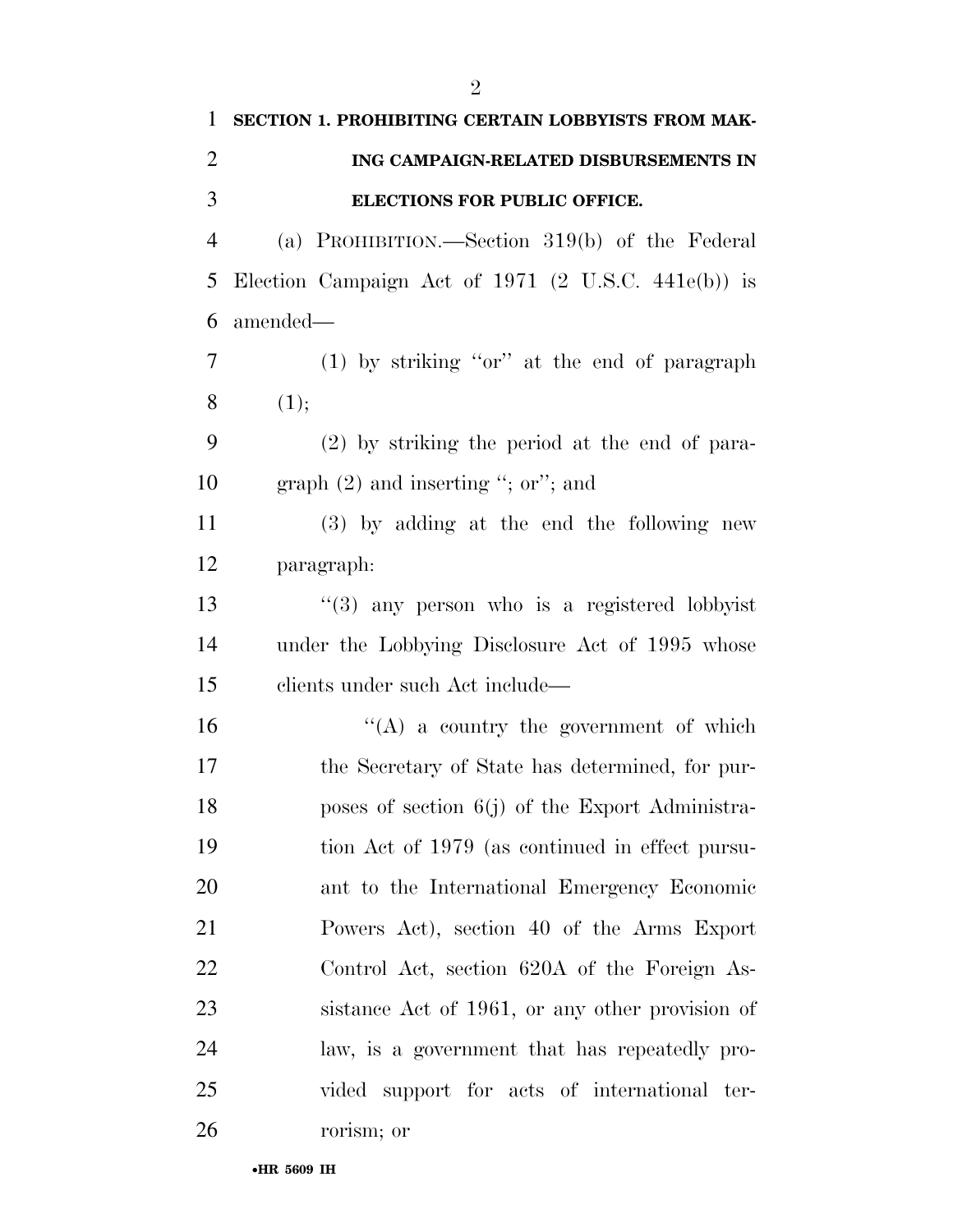**SECTION 1. PROHIBITING CERTAIN LOBBYISTS FROM MAKING CAMPAIGN-RELATED DISBURSEMENTS IN ELECTIONS FOR PUBLIC OFFICE.**

(a) PROHIBITION.—Section 319(b) of the Federal Election Campaign Act of 1971 (2 U.S.C. 441e(b)) is amended—

(1) by striking ''or'' at the end of paragraph (1);

(2) by striking the period at the end of paragraph (2) and inserting ''; or''; and

(3) by adding at the end the following new paragraph:

''(3) any person who is a registered lobbyist under the Lobbying Disclosure Act of 1995 whose clients under such Act include—

''(A) a country the government of which the Secretary of State has determined, for purposes of section 6(j) of the Export Administration Act of 1979 (as continued in effect pursuant to the International Emergency Economic Powers Act), section 40 of the Arms Export Control Act, section 620A of the Foreign Assistance Act of 1961, or any other provision of law, is a government that has repeatedly provided support for acts of international terrorism; or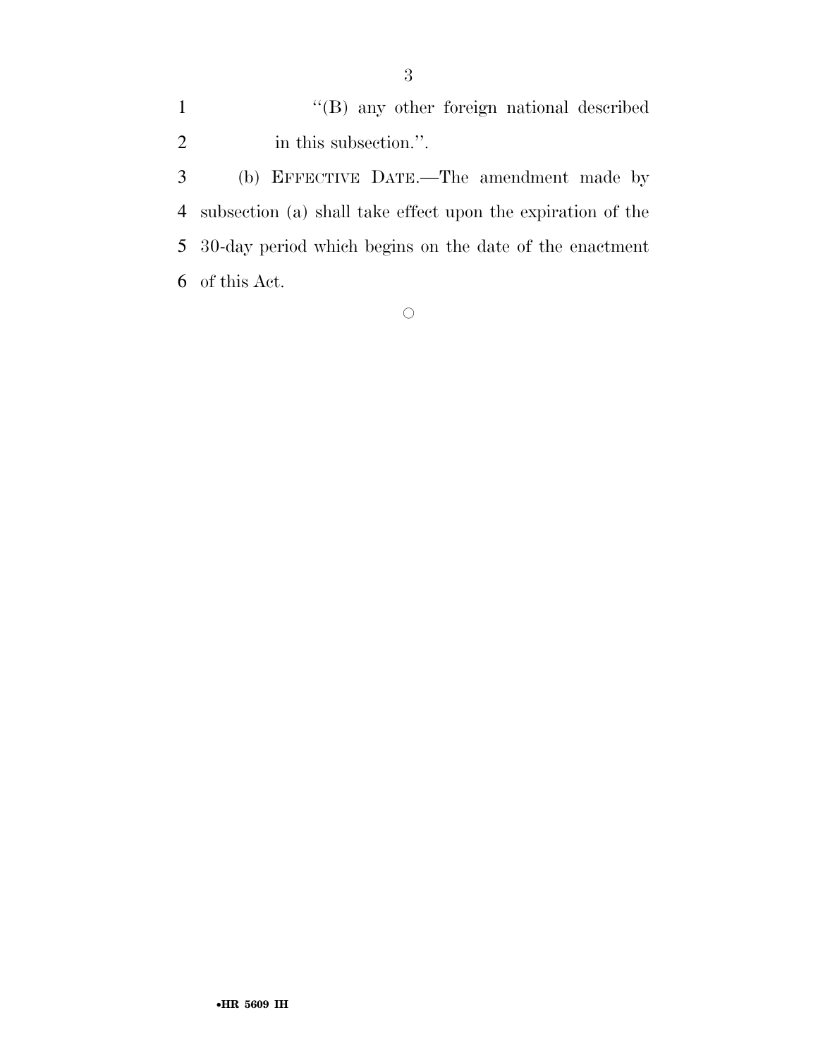"(B) any other foreign national described in this subsection.".

(b) EFFECTIVE DATE.—The amendment made by subsection (a) shall take effect upon the expiration of the 30-day period which begins on the date of the enactment of this Act.

○